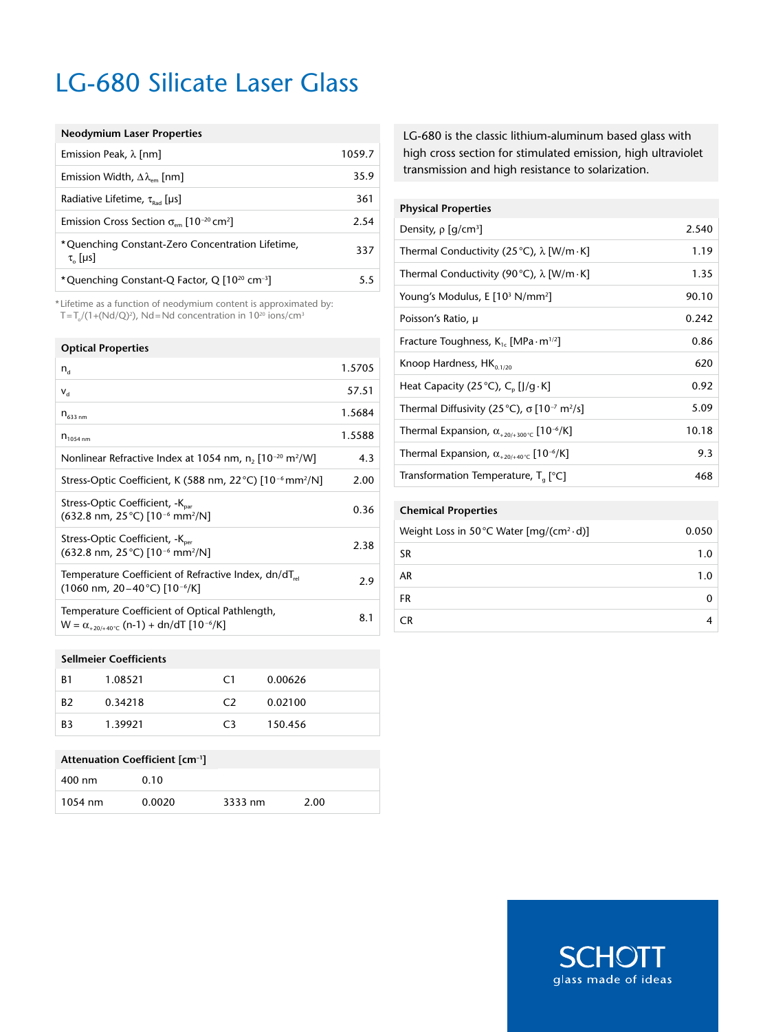# LG-680 Silicate Laser Glass

LG-680 is the classic lithium-aluminum based glass with high cross section for stimulated emission, high ultraviolet transmission and high resistance to solarization.

| Neodymium Laser Properties | |
|---|---|
| Emission Peak, $\lambda$ [nm] | 1059.7 |
| Emission Width, $\Delta\lambda_{em}$ [nm] | 35.9 |
| Radiative Lifetime, $\tau_{Rad}$ [µs] | 361 |
| Emission Cross Section $\sigma_{em}$ [$10^{-20}$ cm²] | 2.54 |
| *Quenching Constant-Zero Concentration Lifetime, $\tau_o$ [µs] | 337 |
| *Quenching Constant-Q Factor, Q [$10^{20}$ cm⁻³] | 5.5 |

*Lifetime as a function of neodymium content is approximated by: $T=T_o/(1+(Nd/Q)^2)$, Nd=Nd concentration in $10^{20}$ ions/cm³

| Optical Properties | |
|---|---|
| $n_d$ | 1.5705 |
| $\nu_d$ | 57.51 |
| $n_{633\ nm}$ | 1.5684 |
| $n_{1054\ nm}$ | 1.5588 |
| Nonlinear Refractive Index at 1054 nm, $n_2$ [$10^{-20}$ m²/W] | 4.3 |
| Stress-Optic Coefficient, K (588 nm, 22°C) [$10^{-6}$ mm²/N] | 2.00 |
| Stress-Optic Coefficient, $-K_{par}$ (632.8 nm, 25°C) [$10^{-6}$ mm²/N] | 0.36 |
| Stress-Optic Coefficient, $-K_{per}$ (632.8 nm, 25°C) [$10^{-6}$ mm²/N] | 2.38 |
| Temperature Coefficient of Refractive Index, $dn/dT_{rel}$ (1060 nm, 20–40°C) [$10^{-6}$/K] | 2.9 |
| Temperature Coefficient of Optical Pathlength, $W = \alpha_{+20/+40°C}\,(n-1) + dn/dT$ [$10^{-6}$/K] | 8.1 |

| Sellmeier Coefficients | | | |
|---|---|---|---|
| B1 | 1.08521 | C1 | 0.00626 |
| B2 | 0.34218 | C2 | 0.02100 |
| B3 | 1.39921 | C3 | 150.456 |

| Attenuation Coefficient [cm⁻¹] | | | |
|---|---|---|---|
| 400 nm | 0.10 | | |
| 1054 nm | 0.0020 | 3333 nm | 2.00 |

| Physical Properties | |
|---|---|
| Density, $\rho$ [g/cm³] | 2.540 |
| Thermal Conductivity (25°C), $\lambda$ [W/m·K] | 1.19 |
| Thermal Conductivity (90°C), $\lambda$ [W/m·K] | 1.35 |
| Young's Modulus, E [$10^3$ N/mm²] | 90.10 |
| Poisson's Ratio, $\mu$ | 0.242 |
| Fracture Toughness, $K_{1c}$ [MPa·m$^{1/2}$] | 0.86 |
| Knoop Hardness, $HK_{0.1/20}$ | 620 |
| Heat Capacity (25°C), $C_p$ [J/g·K] | 0.92 |
| Thermal Diffusivity (25°C), $\sigma$ [$10^{-7}$ m²/s] | 5.09 |
| Thermal Expansion, $\alpha_{+20/+300°C}$ [$10^{-6}$/K] | 10.18 |
| Thermal Expansion, $\alpha_{+20/+40°C}$ [$10^{-6}$/K] | 9.3 |
| Transformation Temperature, $T_g$ [°C] | 468 |

| Chemical Properties | |
|---|---|
| Weight Loss in 50°C Water [mg/(cm²·d)] | 0.050 |
| SR | 1.0 |
| AR | 1.0 |
| FR | 0 |
| CR | 4 |

SCHOTT
glass made of ideas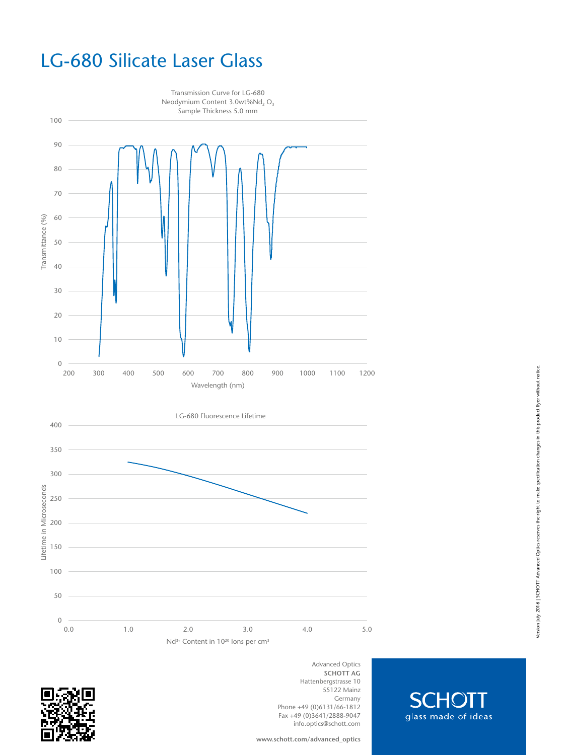# LG-680 Silicate Laser Glass

Transmission Curve for LG-680
Neodymium Content 3.0wt%$Nd_2O_3$
Sample Thickness 5.0 mm

Transmittance (%)

100
90
80
70
60
50
40
30
20
10
0

200 300 400 500 600 700 800 900 1000 1100 1200

Wavelength (nm)

LG-680 Fluorescence Lifetime

Lifetime in Microseconds

400
350
300
250
200
150
100
50
0

0.0 1.0 2.0 3.0 4.0 5.0

$Nd^{3+}$ Content in $10^{20}$ Ions per $cm^3$

Advanced Optics
**SCHOTT AG**
Hattenbergstrasse 10
55122 Mainz
Germany
Phone +49 (0)6131/66-1812
Fax +49 (0)3641/2888-9047
info.optics@schott.com

**www.schott.com/advanced_optics**

SCHOTT
glass made of ideas

Version July 2016 | SCHOTT Advanced Optics reserves the right to make specification changes in this product flyer without notice.